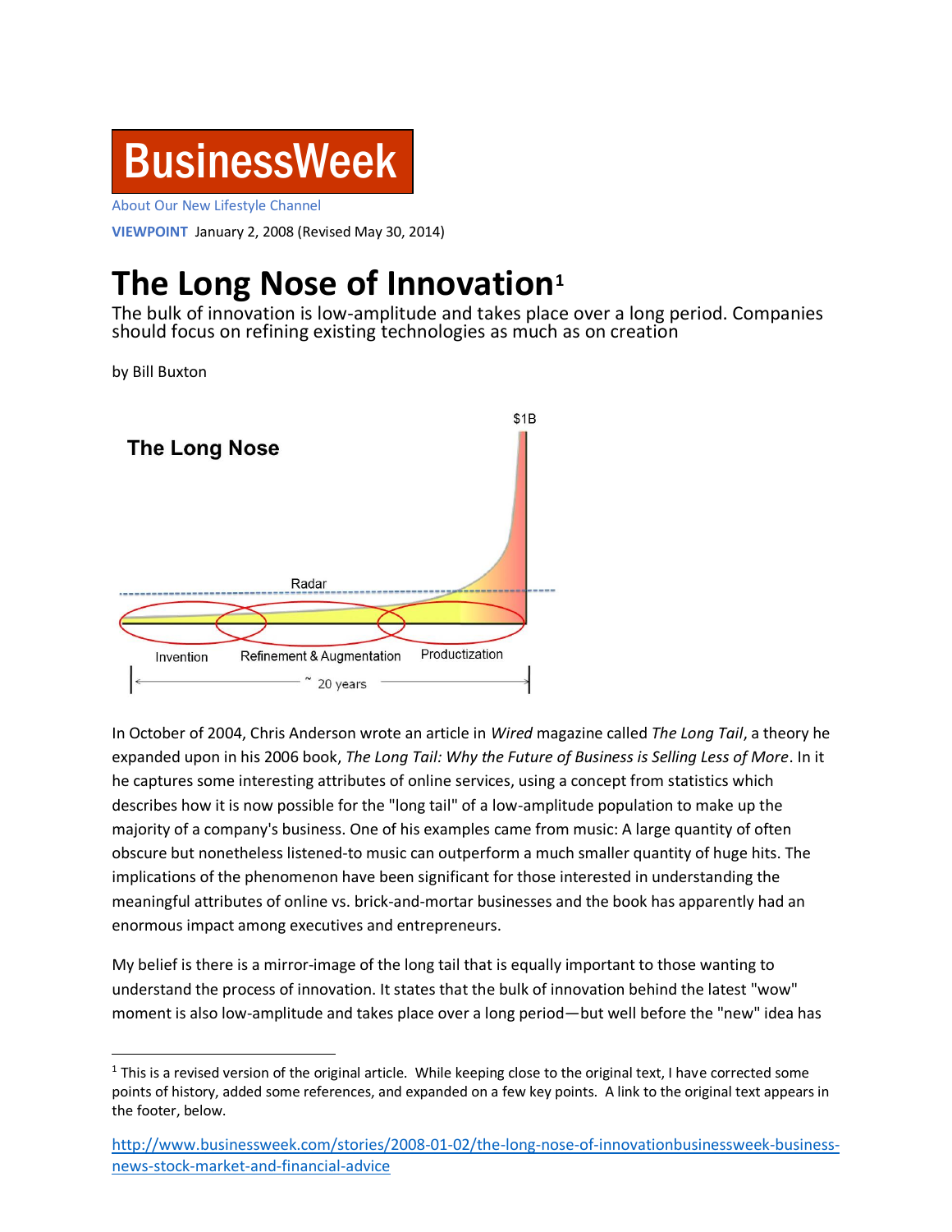**BusinessWeek**

About Our New Lifestyle Channel

**VIEWPOINT** January 2, 2008 (Revised May 30, 2014)

# The Long Nose of Innovation[1]

The bulk of innovation is low-amplitude and takes place over a long period. Companies should focus on refining existing technologies as much as on creation

by Bill Buxton

In October of 2004, Chris Anderson wrote an article in *Wired* magazine called *The Long Tail*, a theory he expanded upon in his 2006 book, *The Long Tail: Why the Future of Business is Selling Less of More*. In it he captures some interesting attributes of online services, using a concept from statistics which describes how it is now possible for the "long tail" of a low-amplitude population to make up the majority of a company's business. One of his examples came from music: A large quantity of often obscure but nonetheless listened-to music can outperform a much smaller quantity of huge hits. The implications of the phenomenon have been significant for those interested in understanding the meaningful attributes of online vs. brick-and-mortar businesses and the book has apparently had an enormous impact among executives and entrepreneurs.

My belief is there is a mirror-image of the long tail that is equally important to those wanting to understand the process of innovation. It states that the bulk of innovation behind the latest "wow" moment is also low-amplitude and takes place over a long period—but well before the "new" idea has

---

[1] This is a revised version of the original article. While keeping close to the original text, I have corrected some points of history, added some references, and expanded on a few key points. A link to the original text appears in the footer, below.

http://www.businessweek.com/stories/2008-01-02/the-long-nose-of-innovationbusinessweek-business-news-stock-market-and-financial-advice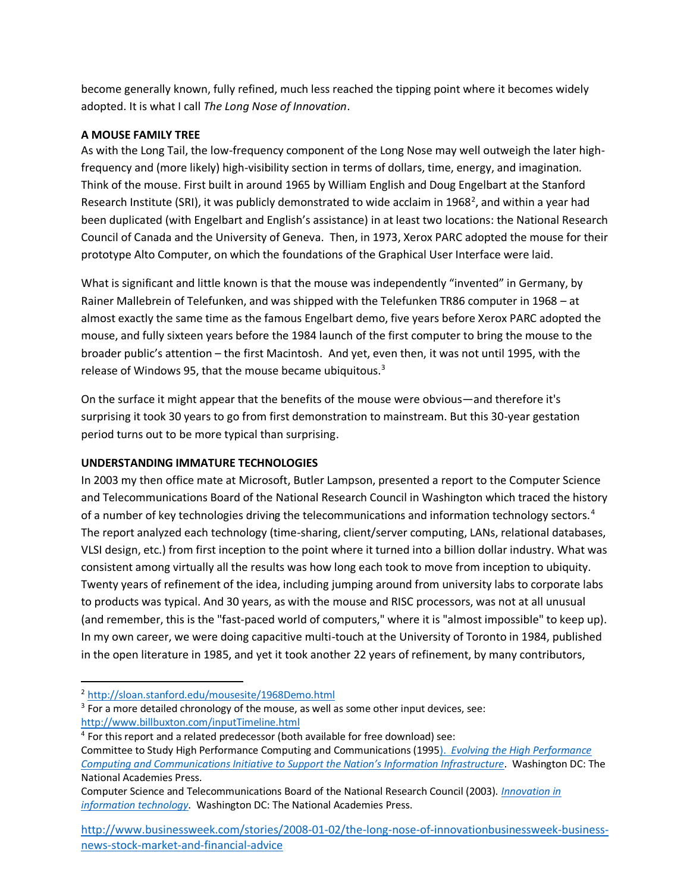become generally known, fully refined, much less reached the tipping point where it becomes widely adopted. It is what I call *The Long Nose of Innovation*.

**A MOUSE FAMILY TREE**

As with the Long Tail, the low-frequency component of the Long Nose may well outweigh the later high-frequency and (more likely) high-visibility section in terms of dollars, time, energy, and imagination. Think of the mouse. First built in around 1965 by William English and Doug Engelbart at the Stanford Research Institute (SRI), it was publicly demonstrated to wide acclaim in 1968[2], and within a year had been duplicated (with Engelbart and English's assistance) in at least two locations: the National Research Council of Canada and the University of Geneva. Then, in 1973, Xerox PARC adopted the mouse for their prototype Alto Computer, on which the foundations of the Graphical User Interface were laid.

What is significant and little known is that the mouse was independently "invented" in Germany, by Rainer Mallebrein of Telefunken, and was shipped with the Telefunken TR86 computer in 1968 – at almost exactly the same time as the famous Engelbart demo, five years before Xerox PARC adopted the mouse, and fully sixteen years before the 1984 launch of the first computer to bring the mouse to the broader public's attention – the first Macintosh. And yet, even then, it was not until 1995, with the release of Windows 95, that the mouse became ubiquitous.[3]

On the surface it might appear that the benefits of the mouse were obvious—and therefore it's surprising it took 30 years to go from first demonstration to mainstream. But this 30-year gestation period turns out to be more typical than surprising.

**UNDERSTANDING IMMATURE TECHNOLOGIES**

In 2003 my then office mate at Microsoft, Butler Lampson, presented a report to the Computer Science and Telecommunications Board of the National Research Council in Washington which traced the history of a number of key technologies driving the telecommunications and information technology sectors.[4] The report analyzed each technology (time-sharing, client/server computing, LANs, relational databases, VLSI design, etc.) from first inception to the point where it turned into a billion dollar industry. What was consistent among virtually all the results was how long each took to move from inception to ubiquity. Twenty years of refinement of the idea, including jumping around from university labs to corporate labs to products was typical. And 30 years, as with the mouse and RISC processors, was not at all unusual (and remember, this is the "fast-paced world of computers," where it is "almost impossible" to keep up). In my own career, we were doing capacitive multi-touch at the University of Toronto in 1984, published in the open literature in 1985, and yet it took another 22 years of refinement, by many contributors,

---

[2] http://sloan.stanford.edu/mousesite/1968Demo.html

[3] For a more detailed chronology of the mouse, as well as some other input devices, see: http://www.billbuxton.com/inputTimeline.html

[4] For this report and a related predecessor (both available for free download) see:
Committee to Study High Performance Computing and Communications (1995). *Evolving the High Performance Computing and Communications Initiative to Support the Nation's Information Infrastructure*. Washington DC: The National Academies Press.
Computer Science and Telecommunications Board of the National Research Council (2003). *Innovation in information technology*. Washington DC: The National Academies Press.

http://www.businessweek.com/stories/2008-01-02/the-long-nose-of-innovationbusinessweek-business-news-stock-market-and-financial-advice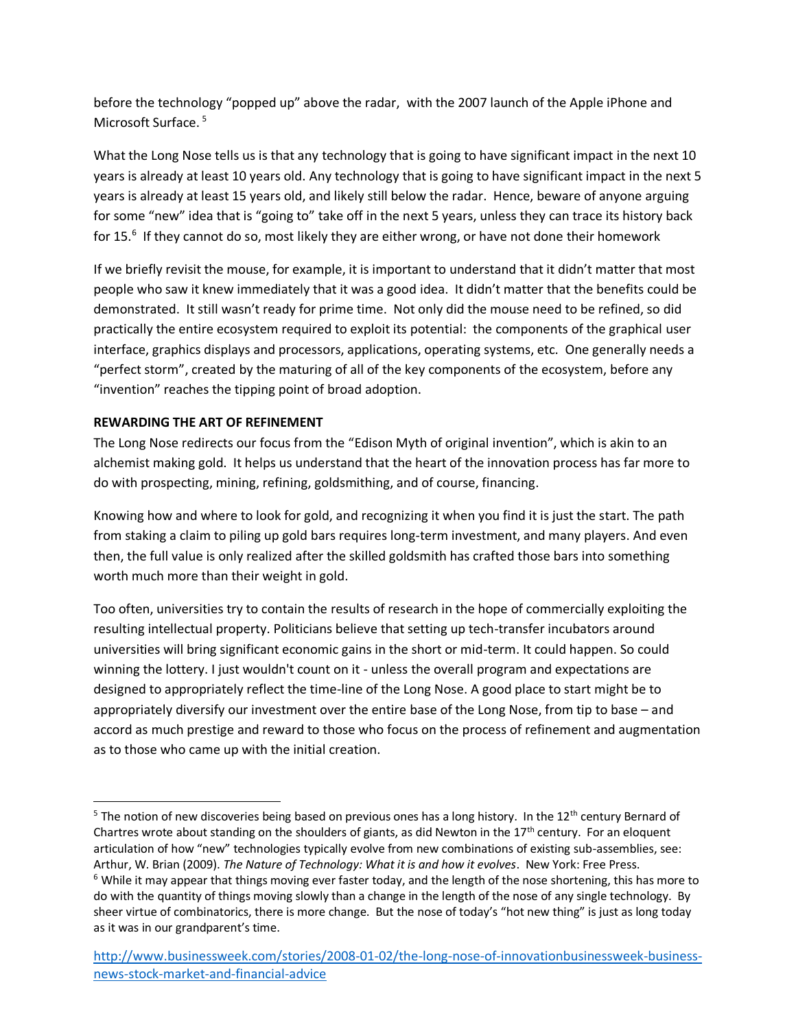before the technology "popped up" above the radar, with the 2007 launch of the Apple iPhone and Microsoft Surface. [5]

What the Long Nose tells us is that any technology that is going to have significant impact in the next 10 years is already at least 10 years old. Any technology that is going to have significant impact in the next 5 years is already at least 15 years old, and likely still below the radar. Hence, beware of anyone arguing for some "new" idea that is "going to" take off in the next 5 years, unless they can trace its history back for 15. [6] If they cannot do so, most likely they are either wrong, or have not done their homework

If we briefly revisit the mouse, for example, it is important to understand that it didn't matter that most people who saw it knew immediately that it was a good idea. It didn't matter that the benefits could be demonstrated. It still wasn't ready for prime time. Not only did the mouse need to be refined, so did practically the entire ecosystem required to exploit its potential: the components of the graphical user interface, graphics displays and processors, applications, operating systems, etc. One generally needs a "perfect storm", created by the maturing of all of the key components of the ecosystem, before any "invention" reaches the tipping point of broad adoption.

**REWARDING THE ART OF REFINEMENT**

The Long Nose redirects our focus from the "Edison Myth of original invention", which is akin to an alchemist making gold. It helps us understand that the heart of the innovation process has far more to do with prospecting, mining, refining, goldsmithing, and of course, financing.

Knowing how and where to look for gold, and recognizing it when you find it is just the start. The path from staking a claim to piling up gold bars requires long-term investment, and many players. And even then, the full value is only realized after the skilled goldsmith has crafted those bars into something worth much more than their weight in gold.

Too often, universities try to contain the results of research in the hope of commercially exploiting the resulting intellectual property. Politicians believe that setting up tech-transfer incubators around universities will bring significant economic gains in the short or mid-term. It could happen. So could winning the lottery. I just wouldn't count on it - unless the overall program and expectations are designed to appropriately reflect the time-line of the Long Nose. A good place to start might be to appropriately diversify our investment over the entire base of the Long Nose, from tip to base – and accord as much prestige and reward to those who focus on the process of refinement and augmentation as to those who came up with the initial creation.

---

[5] The notion of new discoveries being based on previous ones has a long history. In the 12th century Bernard of Chartres wrote about standing on the shoulders of giants, as did Newton in the 17th century. For an eloquent articulation of how "new" technologies typically evolve from new combinations of existing sub-assemblies, see: Arthur, W. Brian (2009). *The Nature of Technology: What it is and how it evolves*. New York: Free Press.

[6] While it may appear that things moving ever faster today, and the length of the nose shortening, this has more to do with the quantity of things moving slowly than a change in the length of the nose of any single technology. By sheer virtue of combinatorics, there is more change. But the nose of today's "hot new thing" is just as long today as it was in our grandparent's time.

http://www.businessweek.com/stories/2008-01-02/the-long-nose-of-innovationbusinessweek-business-news-stock-market-and-financial-advice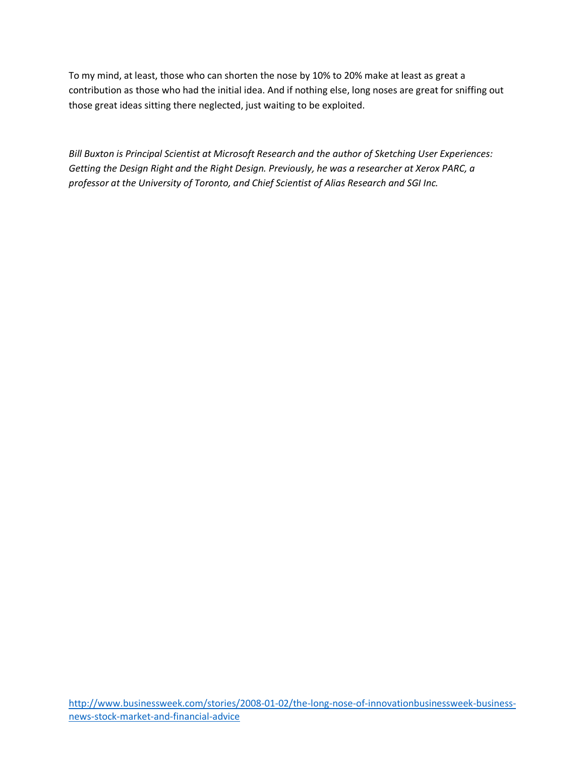To my mind, at least, those who can shorten the nose by 10% to 20% make at least as great a contribution as those who had the initial idea. And if nothing else, long noses are great for sniffing out those great ideas sitting there neglected, just waiting to be exploited.

*Bill Buxton is Principal Scientist at Microsoft Research and the author of Sketching User Experiences: Getting the Design Right and the Right Design. Previously, he was a researcher at Xerox PARC, a professor at the University of Toronto, and Chief Scientist of Alias Research and SGI Inc.*

[http://www.businessweek.com/stories/2008-01-02/the-long-nose-of-innovationbusinessweek-business-news-stock-market-and-financial-advice](http://www.businessweek.com/stories/2008-01-02/the-long-nose-of-innovationbusinessweek-business-news-stock-market-and-financial-advice)